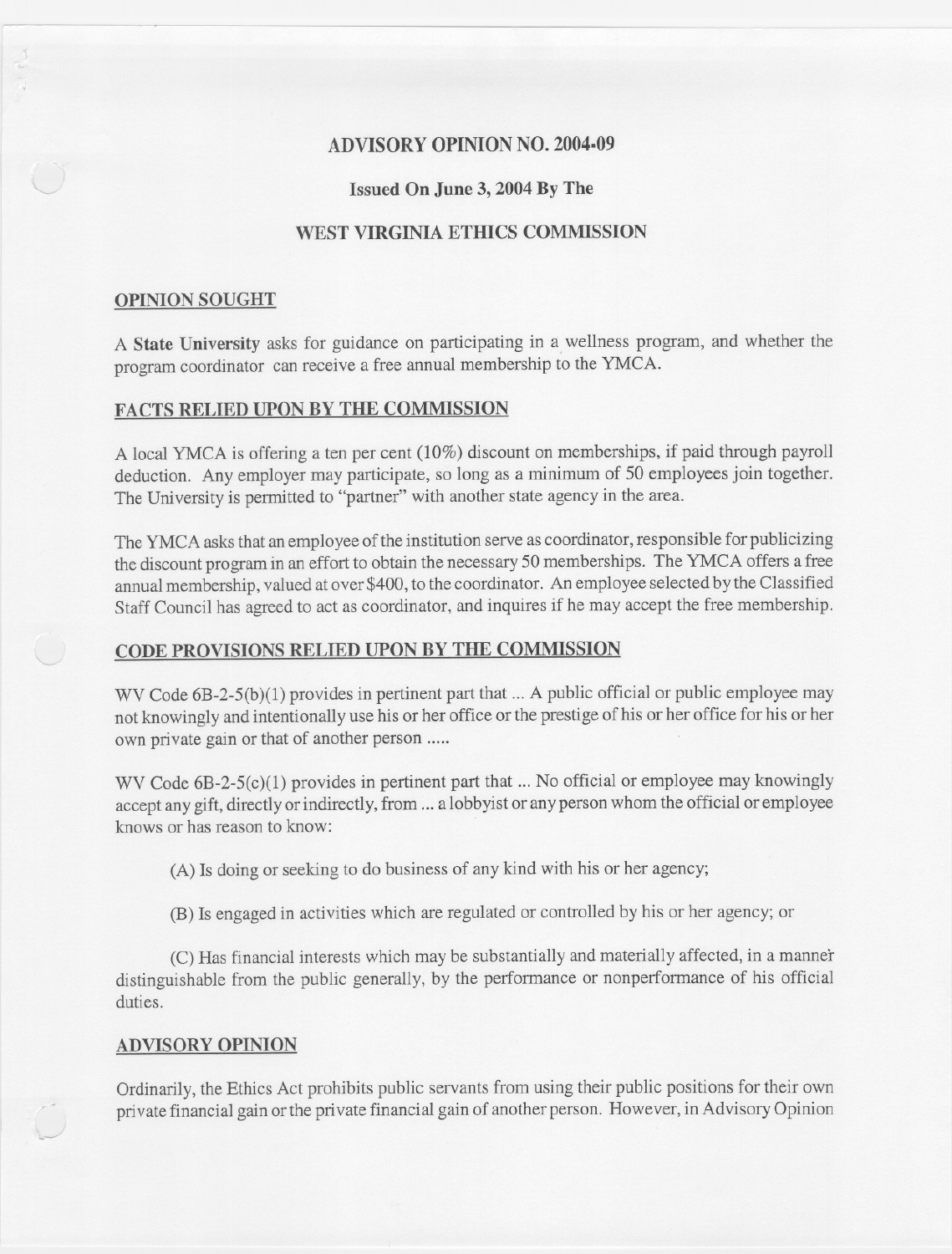# ADVISORY OPINION NO. 2004-09

**Issued On June 3, 2004 By The**

**WEST VIRGINIA ETHICS COMMISSION**

## OPINION SOUGHT

A **State University** asks for guidance on participating in a wellness program, and whether the program coordinator can receive a free annual membership to the YMCA.

## FACTS RELIED UPON BY THE COMMISSION

A local YMCA is offering a ten per cent (10%) discount on memberships, if paid through payroll deduction. Any employer may participate, so long as a minimum of 50 employees join together. The University is permitted to "partner" with another state agency in the area.

The YMCA asks that an employee of the institution serve as coordinator, responsible for publicizing the discount program in an effort to obtain the necessary 50 memberships. The YMCA offers a free annual membership, valued at over $400, to the coordinator. An employee selected by the Classified Staff Council has agreed to act as coordinator, and inquires if he may accept the free membership.

## CODE PROVISIONS RELIED UPON BY THE COMMISSION

WV Code 6B-2-5(b)(1) provides in pertinent part that ... A public official or public employee may not knowingly and intentionally use his or her office or the prestige of his or her office for his or her own private gain or that of another person .....

WV Code 6B-2-5(c)(1) provides in pertinent part that ... No official or employee may knowingly accept any gift, directly or indirectly, from ... a lobbyist or any person whom the official or employee knows or has reason to know:

(A) Is doing or seeking to do business of any kind with his or her agency;

(B) Is engaged in activities which are regulated or controlled by his or her agency; or

(C) Has financial interests which may be substantially and materially affected, in a manner distinguishable from the public generally, by the performance or nonperformance of his official duties.

## ADVISORY OPINION

Ordinarily, the Ethics Act prohibits public servants from using their public positions for their own private financial gain or the private financial gain of another person. However, in Advisory Opinion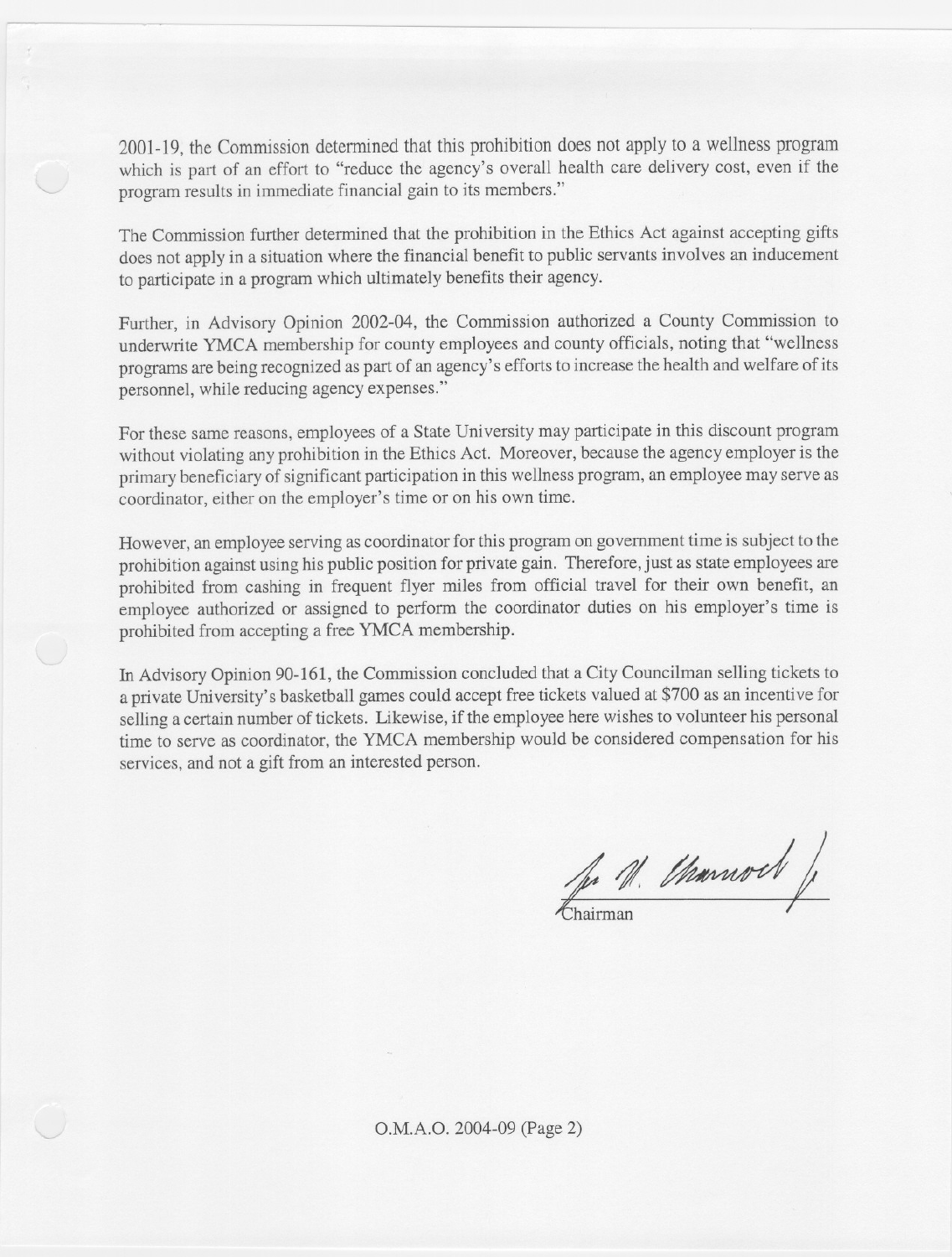2001-19, the Commission determined that this prohibition does not apply to a wellness program which is part of an effort to "reduce the agency's overall health care delivery cost, even if the program results in immediate financial gain to its members."

The Commission further determined that the prohibition in the Ethics Act against accepting gifts does not apply in a situation where the financial benefit to public servants involves an inducement to participate in a program which ultimately benefits their agency.

Further, in Advisory Opinion 2002-04, the Commission authorized a County Commission to underwrite YMCA membership for county employees and county officials, noting that "wellness programs are being recognized as part of an agency's efforts to increase the health and welfare of its personnel, while reducing agency expenses."

For these same reasons, employees of a State University may participate in this discount program without violating any prohibition in the Ethics Act. Moreover, because the agency employer is the primary beneficiary of significant participation in this wellness program, an employee may serve as coordinator, either on the employer's time or on his own time.

However, an employee serving as coordinator for this program on government time is subject to the prohibition against using his public position for private gain. Therefore, just as state employees are prohibited from cashing in frequent flyer miles from official travel for their own benefit, an employee authorized or assigned to perform the coordinator duties on his employer's time is prohibited from accepting a free YMCA membership.

In Advisory Opinion 90-161, the Commission concluded that a City Councilman selling tickets to a private University's basketball games could accept free tickets valued at $700 as an incentive for selling a certain number of tickets. Likewise, if the employee here wishes to volunteer his personal time to serve as coordinator, the YMCA membership would be considered compensation for his services, and not a gift from an interested person.

Chairman

O.M.A.O. 2004-09 (Page 2)